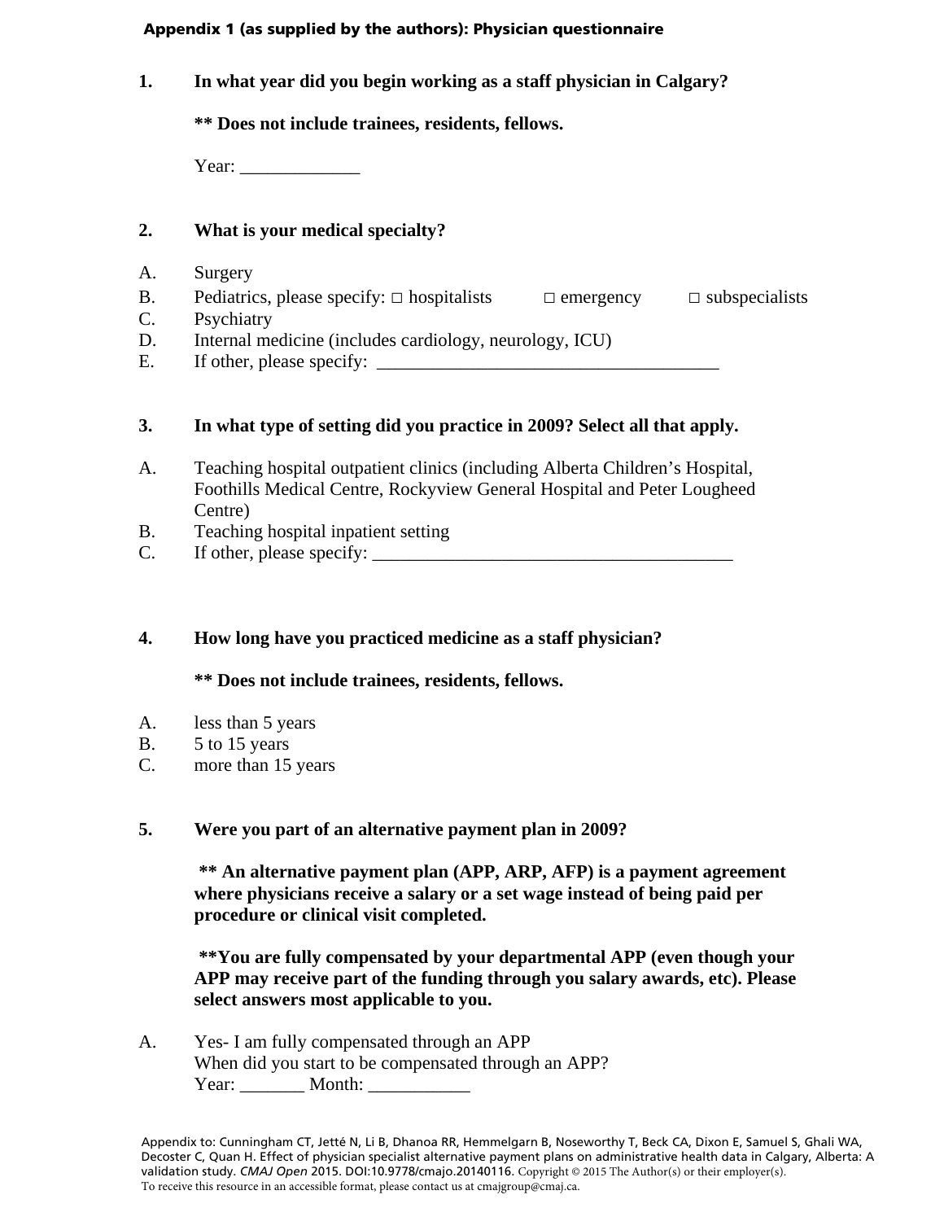## Appendix 1 (as supplied by the authors): Physician questionnaire

**1. In what year did you begin working as a staff physician in Calgary?**

**\*\* Does not include trainees, residents, fellows.**

Year: _____________

**2. What is your medical specialty?**

A. Surgery
B. Pediatrics, please specify: □ hospitalists □ emergency □ subspecialists
C. Psychiatry
D. Internal medicine (includes cardiology, neurology, ICU)
E. If other, please specify: ______________________________________

**3. In what type of setting did you practice in 2009? Select all that apply.**

A. Teaching hospital outpatient clinics (including Alberta Children's Hospital, Foothills Medical Centre, Rockyview General Hospital and Peter Lougheed Centre)
B. Teaching hospital inpatient setting
C. If other, please specify: ________________________________________

**4. How long have you practiced medicine as a staff physician?**

**\*\* Does not include trainees, residents, fellows.**

A. less than 5 years
B. 5 to 15 years
C. more than 15 years

**5. Were you part of an alternative payment plan in 2009?**

**\*\* An alternative payment plan (APP, ARP, AFP) is a payment agreement where physicians receive a salary or a set wage instead of being paid per procedure or clinical visit completed.**

**\*\*You are fully compensated by your departmental APP (even though your APP may receive part of the funding through you salary awards, etc). Please select answers most applicable to you.**

A. Yes- I am fully compensated through an APP
When did you start to be compensated through an APP?
Year: _______ Month: ___________

Appendix to: Cunningham CT, Jetté N, Li B, Dhanoa RR, Hemmelgarn B, Noseworthy T, Beck CA, Dixon E, Samuel S, Ghali WA, Decoster C, Quan H. Effect of physician specialist alternative payment plans on administrative health data in Calgary, Alberta: A validation study. *CMAJ Open* 2015. DOI:10.9778/cmajo.20140116. Copyright © 2015 The Author(s) or their employer(s).
To receive this resource in an accessible format, please contact us at cmajgroup@cmaj.ca.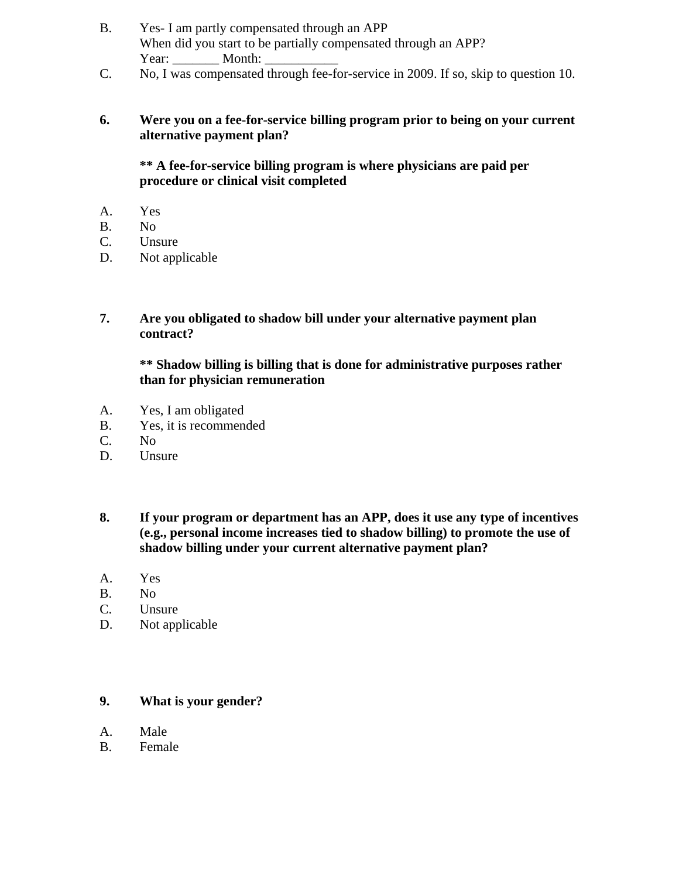B. Yes- I am partly compensated through an APP
   When did you start to be partially compensated through an APP?
   Year: _______ Month: ___________

C. No, I was compensated through fee-for-service in 2009. If so, skip to question 10.

**6. Were you on a fee-for-service billing program prior to being on your current alternative payment plan?**

**** A fee-for-service billing program is where physicians are paid per procedure or clinical visit completed**

A. Yes
B. No
C. Unsure
D. Not applicable

**7. Are you obligated to shadow bill under your alternative payment plan contract?**

**** Shadow billing is billing that is done for administrative purposes rather than for physician remuneration**

A. Yes, I am obligated
B. Yes, it is recommended
C. No
D. Unsure

**8. If your program or department has an APP, does it use any type of incentives (e.g., personal income increases tied to shadow billing) to promote the use of shadow billing under your current alternative payment plan?**

A. Yes
B. No
C. Unsure
D. Not applicable

**9. What is your gender?**

A. Male
B. Female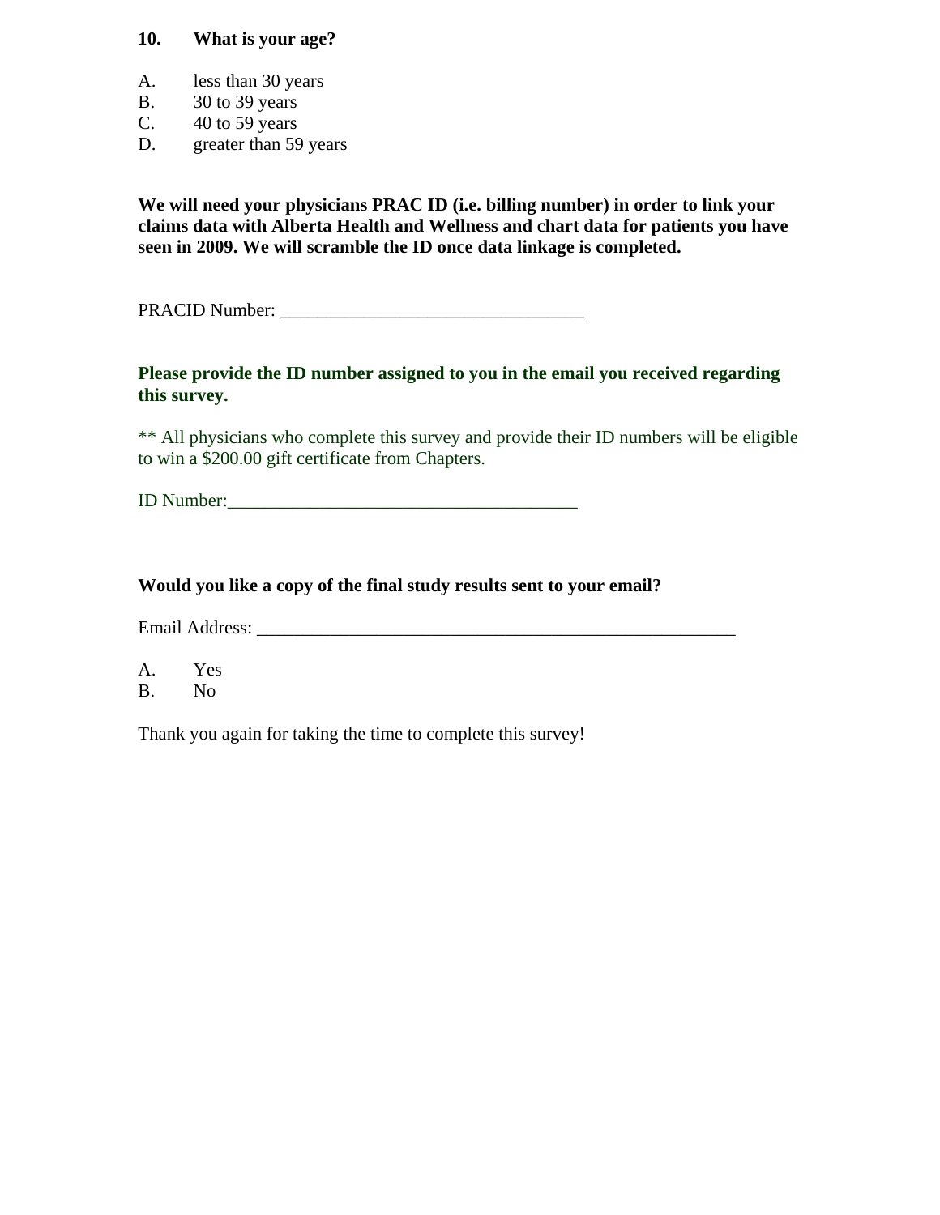**10. What is your age?**

A. less than 30 years
B. 30 to 39 years
C. 40 to 59 years
D. greater than 59 years

**We will need your physicians PRAC ID (i.e. billing number) in order to link your claims data with Alberta Health and Wellness and chart data for patients you have seen in 2009. We will scramble the ID once data linkage is completed.**

PRACID Number: _________________________________

**Please provide the ID number assigned to you in the email you received regarding this survey.**

** All physicians who complete this survey and provide their ID numbers will be eligible to win a $200.00 gift certificate from Chapters.

ID Number:______________________________________

**Would you like a copy of the final study results sent to your email?**

Email Address: ____________________________________________________

A. Yes
B. No

Thank you again for taking the time to complete this survey!